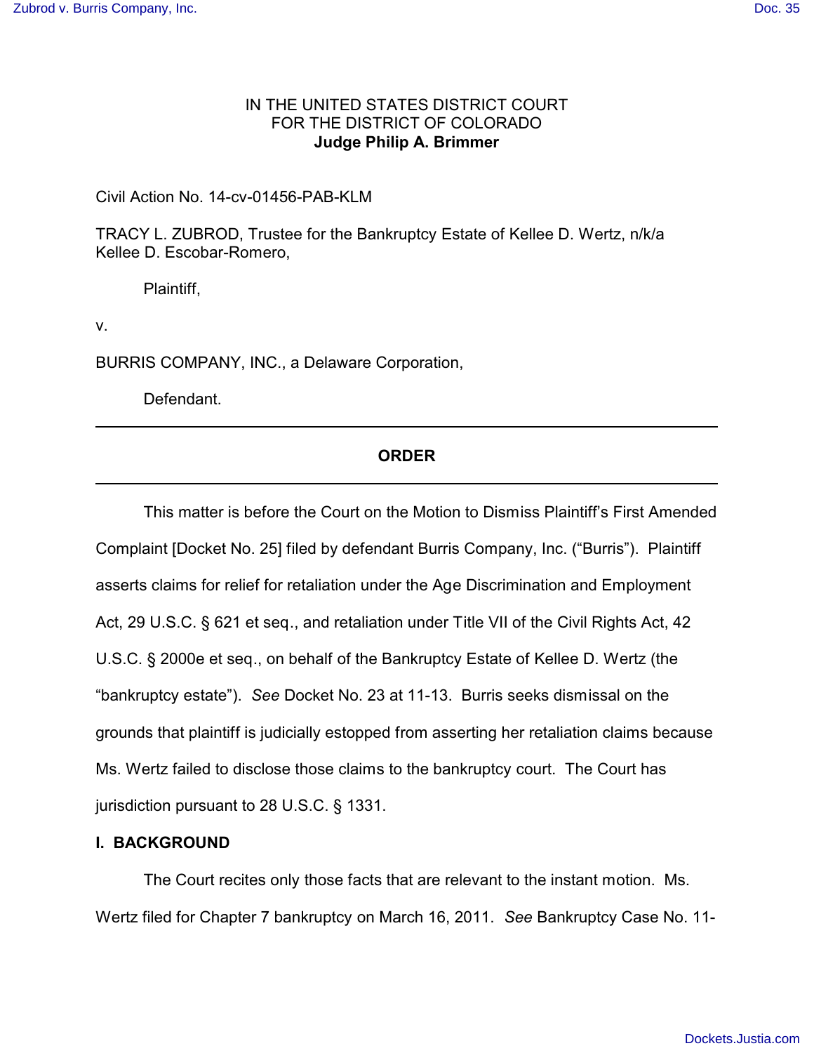IN THE UNITED STATES DISTRICT COURT
FOR THE DISTRICT OF COLORADO
**Judge Philip A. Brimmer**

Civil Action No. 14-cv-01456-PAB-KLM

TRACY L. ZUBROD, Trustee for the Bankruptcy Estate of Kellee D. Wertz, n/k/a Kellee D. Escobar-Romero,

Plaintiff,

v.

BURRIS COMPANY, INC., a Delaware Corporation,

Defendant.

---

## ORDER

---

This matter is before the Court on the Motion to Dismiss Plaintiff's First Amended Complaint [Docket No. 25] filed by defendant Burris Company, Inc. ("Burris"). Plaintiff asserts claims for relief for retaliation under the Age Discrimination and Employment Act, 29 U.S.C. § 621 et seq., and retaliation under Title VII of the Civil Rights Act, 42 U.S.C. § 2000e et seq., on behalf of the Bankruptcy Estate of Kellee D. Wertz (the "bankruptcy estate"). *See* Docket No. 23 at 11-13. Burris seeks dismissal on the grounds that plaintiff is judicially estopped from asserting her retaliation claims because Ms. Wertz failed to disclose those claims to the bankruptcy court. The Court has jurisdiction pursuant to 28 U.S.C. § 1331.

**I. BACKGROUND**

The Court recites only those facts that are relevant to the instant motion. Ms. Wertz filed for Chapter 7 bankruptcy on March 16, 2011. *See* Bankruptcy Case No. 11-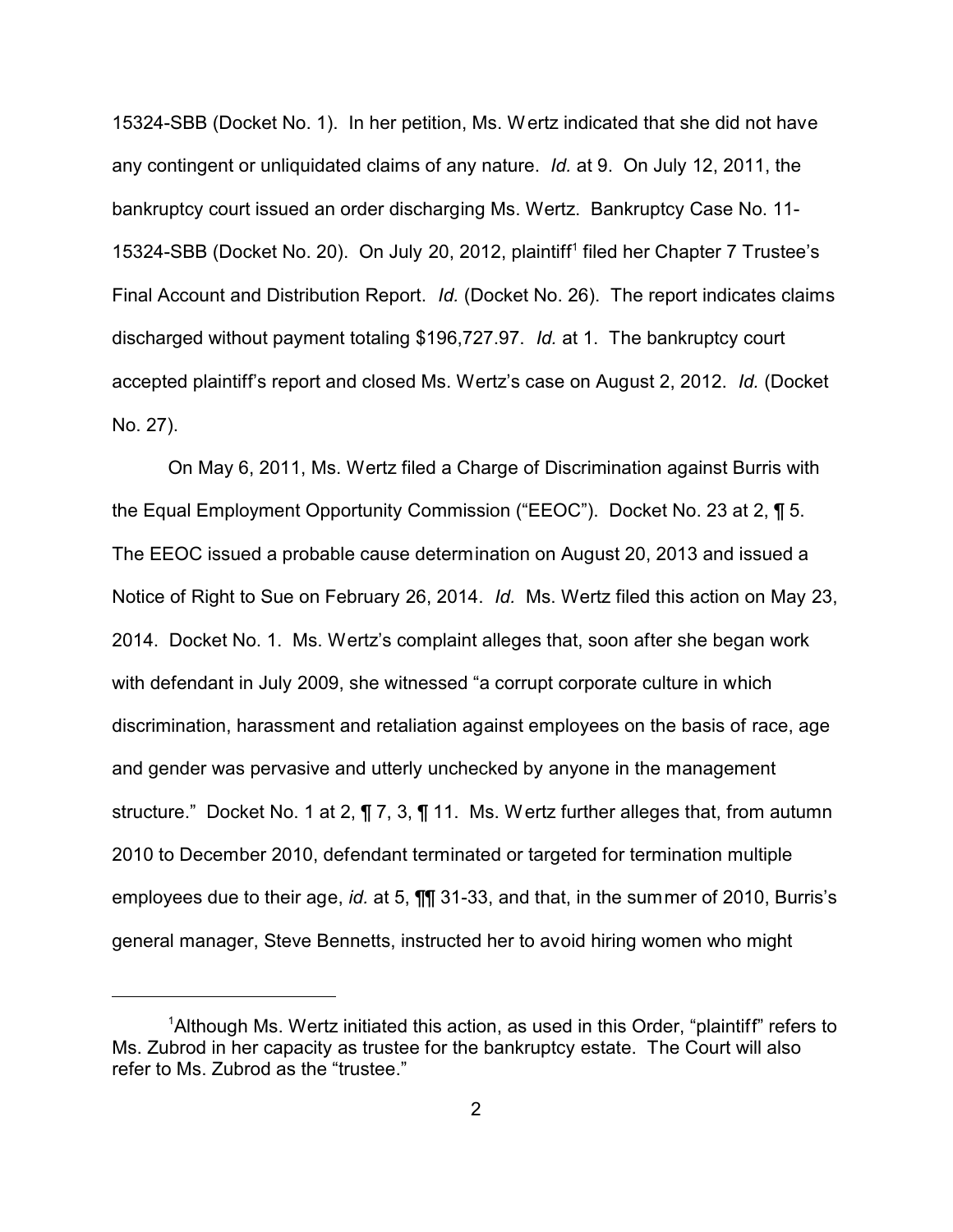15324-SBB (Docket No. 1). In her petition, Ms. Wertz indicated that she did not have any contingent or unliquidated claims of any nature. *Id.* at 9. On July 12, 2011, the bankruptcy court issued an order discharging Ms. Wertz. Bankruptcy Case No. 11-15324-SBB (Docket No. 20). On July 20, 2012, plaintiff[1] filed her Chapter 7 Trustee's Final Account and Distribution Report. *Id.* (Docket No. 26). The report indicates claims discharged without payment totaling $196,727.97. *Id.* at 1. The bankruptcy court accepted plaintiff's report and closed Ms. Wertz's case on August 2, 2012. *Id.* (Docket No. 27).

On May 6, 2011, Ms. Wertz filed a Charge of Discrimination against Burris with the Equal Employment Opportunity Commission ("EEOC"). Docket No. 23 at 2, ¶ 5. The EEOC issued a probable cause determination on August 20, 2013 and issued a Notice of Right to Sue on February 26, 2014. *Id.* Ms. Wertz filed this action on May 23, 2014. Docket No. 1. Ms. Wertz's complaint alleges that, soon after she began work with defendant in July 2009, she witnessed "a corrupt corporate culture in which discrimination, harassment and retaliation against employees on the basis of race, age and gender was pervasive and utterly unchecked by anyone in the management structure." Docket No. 1 at 2, ¶ 7, 3, ¶ 11. Ms. Wertz further alleges that, from autumn 2010 to December 2010, defendant terminated or targeted for termination multiple employees due to their age, *id.* at 5, ¶¶ 31-33, and that, in the summer of 2010, Burris's general manager, Steve Bennetts, instructed her to avoid hiring women who might

---

[1] Although Ms. Wertz initiated this action, as used in this Order, "plaintiff" refers to Ms. Zubrod in her capacity as trustee for the bankruptcy estate. The Court will also refer to Ms. Zubrod as the "trustee."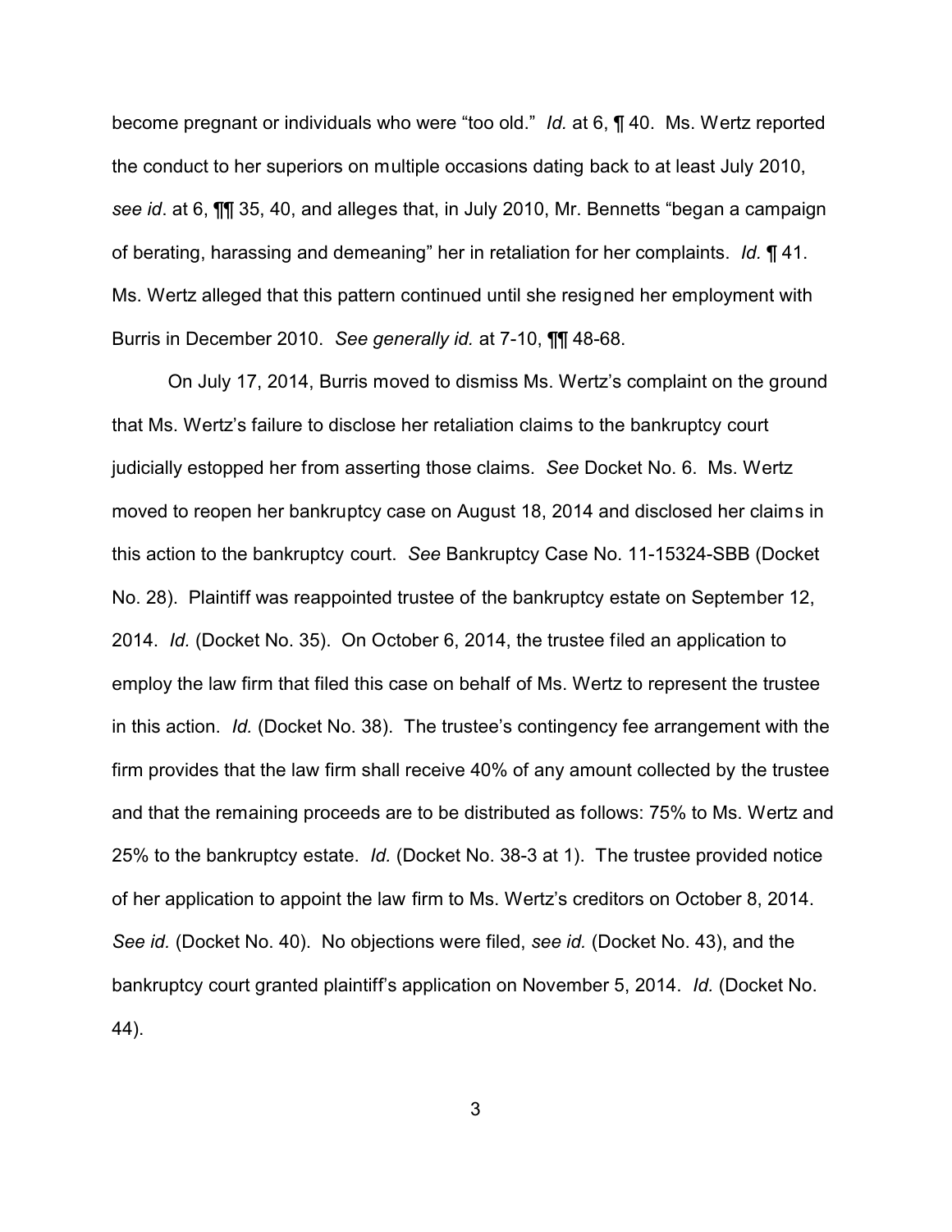become pregnant or individuals who were "too old." *Id.* at 6, ¶ 40. Ms. Wertz reported the conduct to her superiors on multiple occasions dating back to at least July 2010, *see id*. at 6, ¶¶ 35, 40, and alleges that, in July 2010, Mr. Bennetts "began a campaign of berating, harassing and demeaning" her in retaliation for her complaints. *Id.* ¶ 41. Ms. Wertz alleged that this pattern continued until she resigned her employment with Burris in December 2010. *See generally id.* at 7-10, ¶¶ 48-68.

On July 17, 2014, Burris moved to dismiss Ms. Wertz's complaint on the ground that Ms. Wertz's failure to disclose her retaliation claims to the bankruptcy court judicially estopped her from asserting those claims. *See* Docket No. 6. Ms. Wertz moved to reopen her bankruptcy case on August 18, 2014 and disclosed her claims in this action to the bankruptcy court. *See* Bankruptcy Case No. 11-15324-SBB (Docket No. 28). Plaintiff was reappointed trustee of the bankruptcy estate on September 12, 2014. *Id.* (Docket No. 35). On October 6, 2014, the trustee filed an application to employ the law firm that filed this case on behalf of Ms. Wertz to represent the trustee in this action. *Id.* (Docket No. 38). The trustee's contingency fee arrangement with the firm provides that the law firm shall receive 40% of any amount collected by the trustee and that the remaining proceeds are to be distributed as follows: 75% to Ms. Wertz and 25% to the bankruptcy estate. *Id.* (Docket No. 38-3 at 1). The trustee provided notice of her application to appoint the law firm to Ms. Wertz's creditors on October 8, 2014. *See id.* (Docket No. 40). No objections were filed, *see id.* (Docket No. 43), and the bankruptcy court granted plaintiff's application on November 5, 2014. *Id.* (Docket No. 44).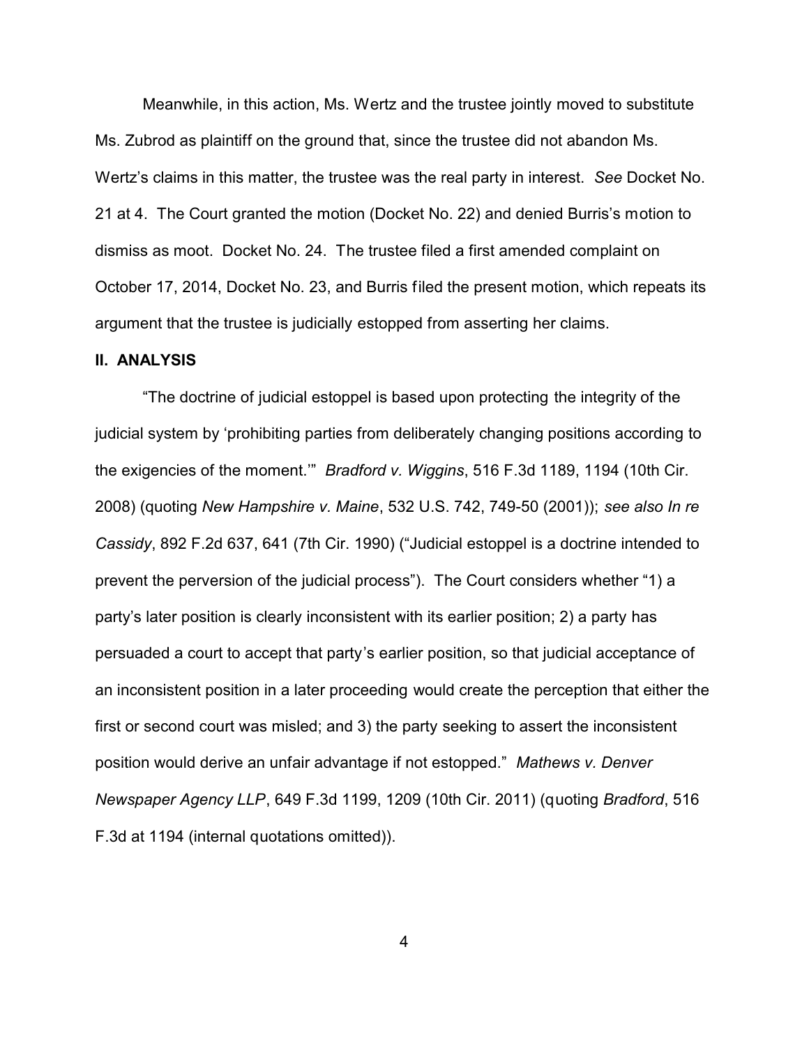Meanwhile, in this action, Ms. Wertz and the trustee jointly moved to substitute Ms. Zubrod as plaintiff on the ground that, since the trustee did not abandon Ms. Wertz's claims in this matter, the trustee was the real party in interest. *See* Docket No. 21 at 4. The Court granted the motion (Docket No. 22) and denied Burris's motion to dismiss as moot. Docket No. 24. The trustee filed a first amended complaint on October 17, 2014, Docket No. 23, and Burris filed the present motion, which repeats its argument that the trustee is judicially estopped from asserting her claims.

## II. ANALYSIS

"The doctrine of judicial estoppel is based upon protecting the integrity of the judicial system by 'prohibiting parties from deliberately changing positions according to the exigencies of the moment.'" *Bradford v. Wiggins*, 516 F.3d 1189, 1194 (10th Cir. 2008) (quoting *New Hampshire v. Maine*, 532 U.S. 742, 749-50 (2001)); *see also In re Cassidy*, 892 F.2d 637, 641 (7th Cir. 1990) ("Judicial estoppel is a doctrine intended to prevent the perversion of the judicial process"). The Court considers whether "1) a party's later position is clearly inconsistent with its earlier position; 2) a party has persuaded a court to accept that party's earlier position, so that judicial acceptance of an inconsistent position in a later proceeding would create the perception that either the first or second court was misled; and 3) the party seeking to assert the inconsistent position would derive an unfair advantage if not estopped." *Mathews v. Denver Newspaper Agency LLP*, 649 F.3d 1199, 1209 (10th Cir. 2011) (quoting *Bradford*, 516 F.3d at 1194 (internal quotations omitted)).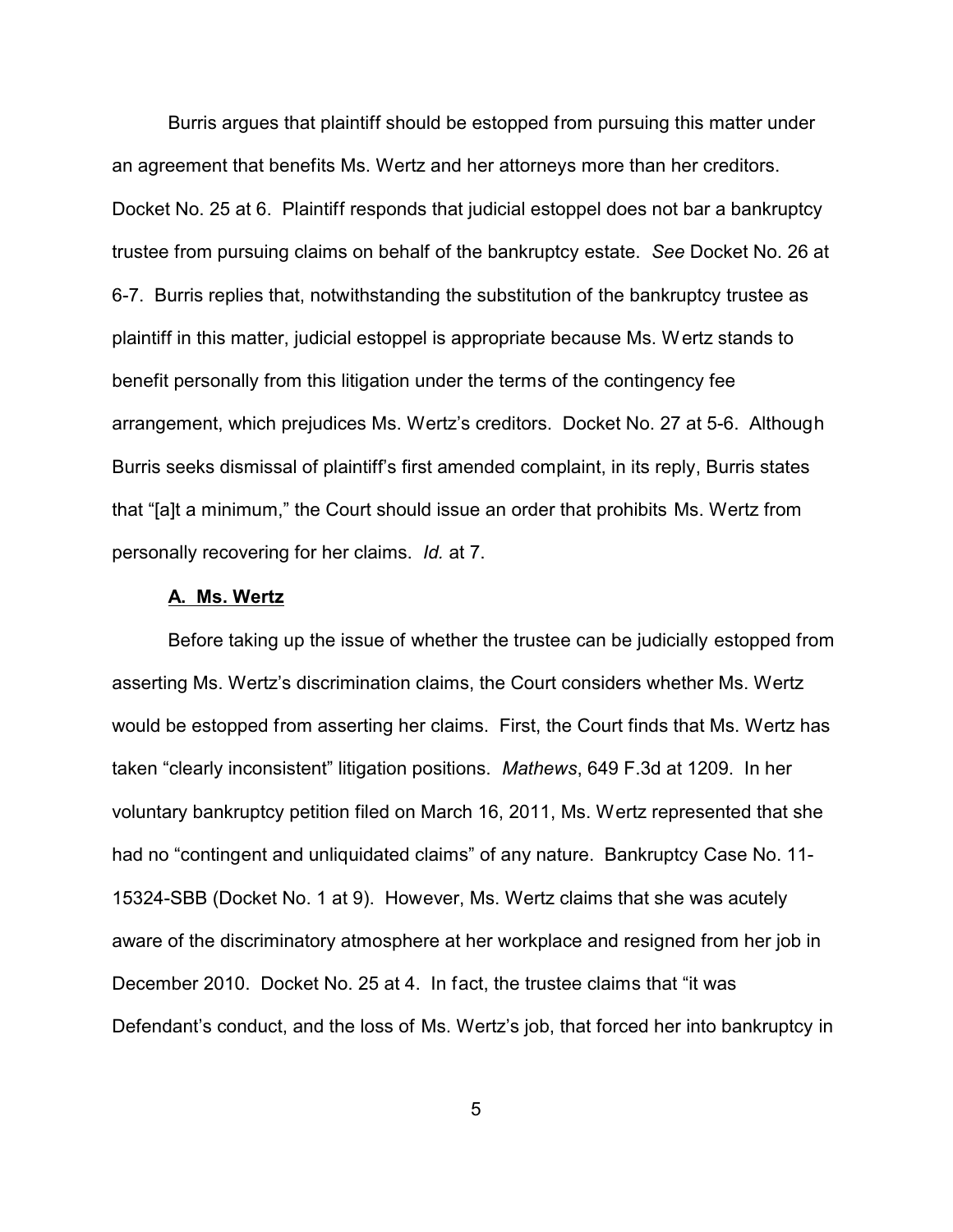Burris argues that plaintiff should be estopped from pursuing this matter under an agreement that benefits Ms. Wertz and her attorneys more than her creditors. Docket No. 25 at 6. Plaintiff responds that judicial estoppel does not bar a bankruptcy trustee from pursuing claims on behalf of the bankruptcy estate. *See* Docket No. 26 at 6-7. Burris replies that, notwithstanding the substitution of the bankruptcy trustee as plaintiff in this matter, judicial estoppel is appropriate because Ms. Wertz stands to benefit personally from this litigation under the terms of the contingency fee arrangement, which prejudices Ms. Wertz's creditors. Docket No. 27 at 5-6. Although Burris seeks dismissal of plaintiff's first amended complaint, in its reply, Burris states that "[a]t a minimum," the Court should issue an order that prohibits Ms. Wertz from personally recovering for her claims. *Id.* at 7.

**A. Ms. Wertz**

Before taking up the issue of whether the trustee can be judicially estopped from asserting Ms. Wertz's discrimination claims, the Court considers whether Ms. Wertz would be estopped from asserting her claims. First, the Court finds that Ms. Wertz has taken "clearly inconsistent" litigation positions. *Mathews*, 649 F.3d at 1209. In her voluntary bankruptcy petition filed on March 16, 2011, Ms. Wertz represented that she had no "contingent and unliquidated claims" of any nature. Bankruptcy Case No. 11-15324-SBB (Docket No. 1 at 9). However, Ms. Wertz claims that she was acutely aware of the discriminatory atmosphere at her workplace and resigned from her job in December 2010. Docket No. 25 at 4. In fact, the trustee claims that "it was Defendant's conduct, and the loss of Ms. Wertz's job, that forced her into bankruptcy in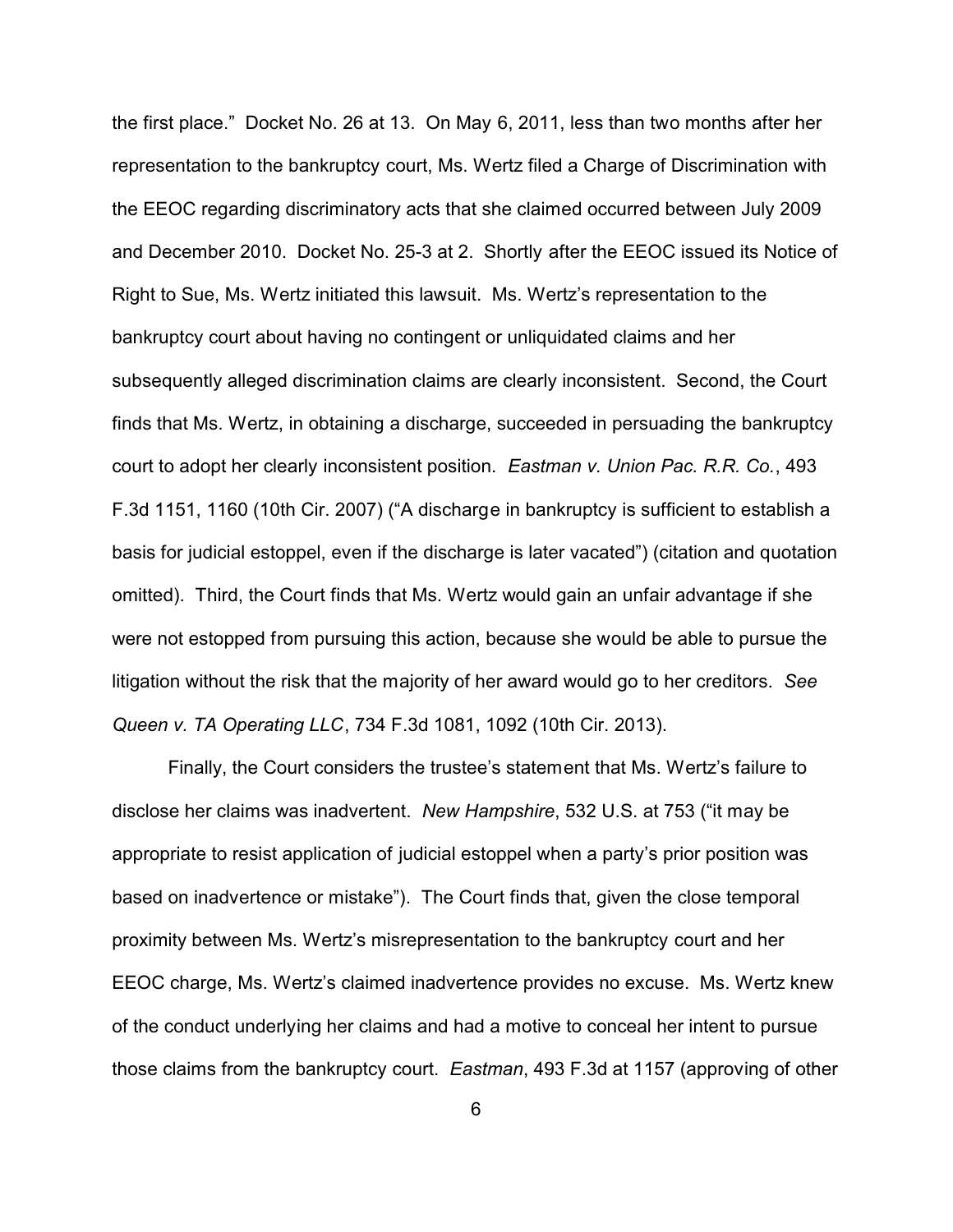the first place." Docket No. 26 at 13. On May 6, 2011, less than two months after her representation to the bankruptcy court, Ms. Wertz filed a Charge of Discrimination with the EEOC regarding discriminatory acts that she claimed occurred between July 2009 and December 2010. Docket No. 25-3 at 2. Shortly after the EEOC issued its Notice of Right to Sue, Ms. Wertz initiated this lawsuit. Ms. Wertz's representation to the bankruptcy court about having no contingent or unliquidated claims and her subsequently alleged discrimination claims are clearly inconsistent. Second, the Court finds that Ms. Wertz, in obtaining a discharge, succeeded in persuading the bankruptcy court to adopt her clearly inconsistent position. *Eastman v. Union Pac. R.R. Co.*, 493 F.3d 1151, 1160 (10th Cir. 2007) ("A discharge in bankruptcy is sufficient to establish a basis for judicial estoppel, even if the discharge is later vacated") (citation and quotation omitted). Third, the Court finds that Ms. Wertz would gain an unfair advantage if she were not estopped from pursuing this action, because she would be able to pursue the litigation without the risk that the majority of her award would go to her creditors. *See Queen v. TA Operating LLC*, 734 F.3d 1081, 1092 (10th Cir. 2013).

Finally, the Court considers the trustee's statement that Ms. Wertz's failure to disclose her claims was inadvertent. *New Hampshire*, 532 U.S. at 753 ("it may be appropriate to resist application of judicial estoppel when a party's prior position was based on inadvertence or mistake"). The Court finds that, given the close temporal proximity between Ms. Wertz's misrepresentation to the bankruptcy court and her EEOC charge, Ms. Wertz's claimed inadvertence provides no excuse. Ms. Wertz knew of the conduct underlying her claims and had a motive to conceal her intent to pursue those claims from the bankruptcy court. *Eastman*, 493 F.3d at 1157 (approving of other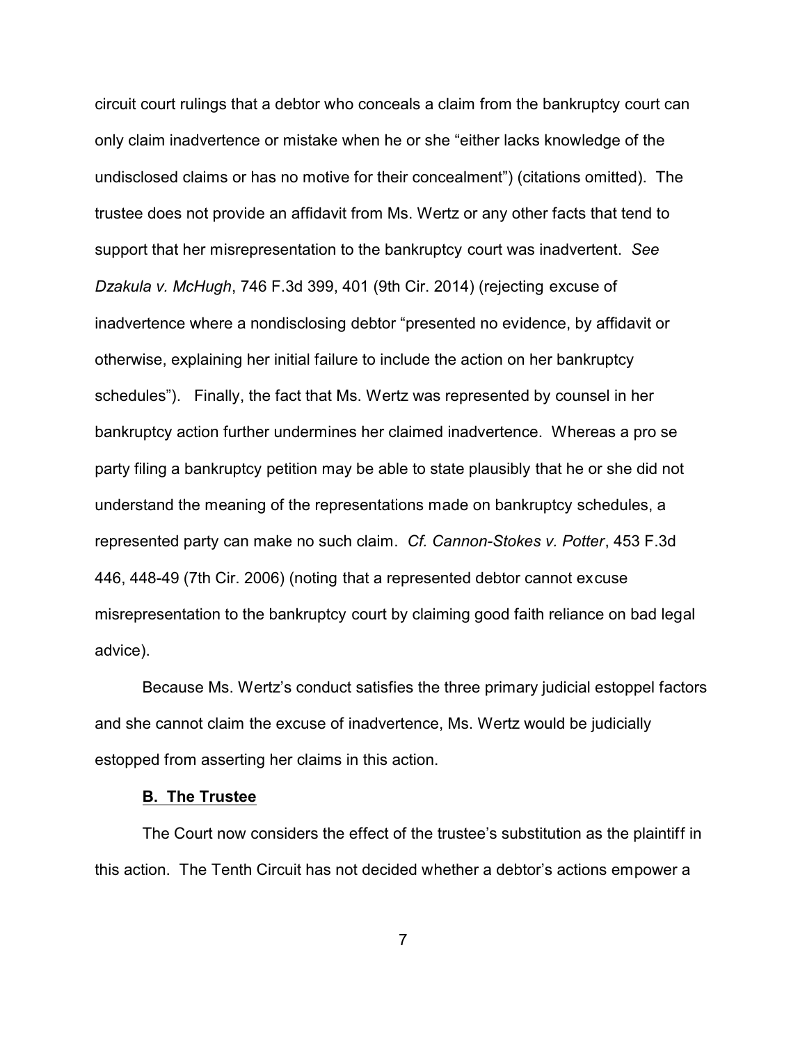circuit court rulings that a debtor who conceals a claim from the bankruptcy court can only claim inadvertence or mistake when he or she "either lacks knowledge of the undisclosed claims or has no motive for their concealment") (citations omitted). The trustee does not provide an affidavit from Ms. Wertz or any other facts that tend to support that her misrepresentation to the bankruptcy court was inadvertent. *See Dzakula v. McHugh*, 746 F.3d 399, 401 (9th Cir. 2014) (rejecting excuse of inadvertence where a nondisclosing debtor "presented no evidence, by affidavit or otherwise, explaining her initial failure to include the action on her bankruptcy schedules"). Finally, the fact that Ms. Wertz was represented by counsel in her bankruptcy action further undermines her claimed inadvertence. Whereas a pro se party filing a bankruptcy petition may be able to state plausibly that he or she did not understand the meaning of the representations made on bankruptcy schedules, a represented party can make no such claim. *Cf. Cannon-Stokes v. Potter*, 453 F.3d 446, 448-49 (7th Cir. 2006) (noting that a represented debtor cannot excuse misrepresentation to the bankruptcy court by claiming good faith reliance on bad legal advice).

Because Ms. Wertz's conduct satisfies the three primary judicial estoppel factors and she cannot claim the excuse of inadvertence, Ms. Wertz would be judicially estopped from asserting her claims in this action.

### B. The Trustee

The Court now considers the effect of the trustee's substitution as the plaintiff in this action. The Tenth Circuit has not decided whether a debtor's actions empower a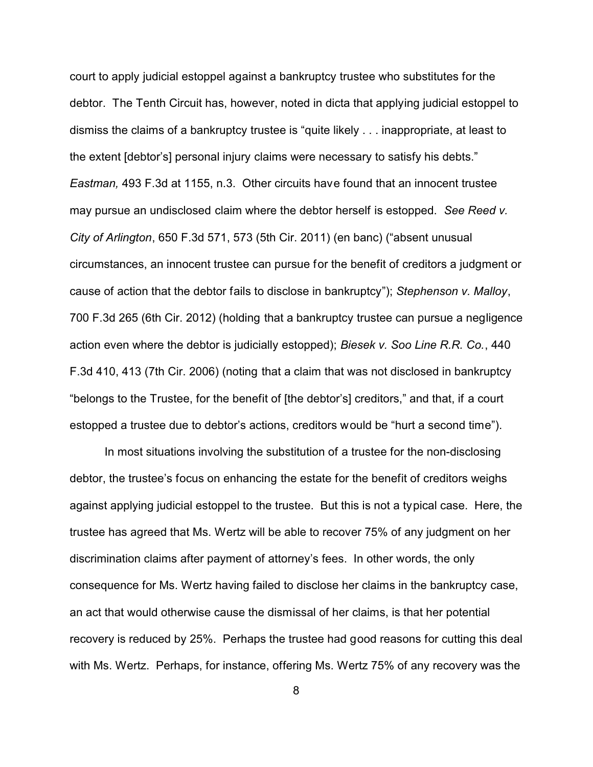court to apply judicial estoppel against a bankruptcy trustee who substitutes for the debtor. The Tenth Circuit has, however, noted in dicta that applying judicial estoppel to dismiss the claims of a bankruptcy trustee is "quite likely . . . inappropriate, at least to the extent [debtor's] personal injury claims were necessary to satisfy his debts." *Eastman,* 493 F.3d at 1155, n.3. Other circuits have found that an innocent trustee may pursue an undisclosed claim where the debtor herself is estopped. *See Reed v. City of Arlington*, 650 F.3d 571, 573 (5th Cir. 2011) (en banc) ("absent unusual circumstances, an innocent trustee can pursue for the benefit of creditors a judgment or cause of action that the debtor fails to disclose in bankruptcy"); *Stephenson v. Malloy*, 700 F.3d 265 (6th Cir. 2012) (holding that a bankruptcy trustee can pursue a negligence action even where the debtor is judicially estopped); *Biesek v. Soo Line R.R. Co.*, 440 F.3d 410, 413 (7th Cir. 2006) (noting that a claim that was not disclosed in bankruptcy "belongs to the Trustee, for the benefit of [the debtor's] creditors," and that, if a court estopped a trustee due to debtor's actions, creditors would be "hurt a second time").

In most situations involving the substitution of a trustee for the non-disclosing debtor, the trustee's focus on enhancing the estate for the benefit of creditors weighs against applying judicial estoppel to the trustee. But this is not a typical case. Here, the trustee has agreed that Ms. Wertz will be able to recover 75% of any judgment on her discrimination claims after payment of attorney's fees. In other words, the only consequence for Ms. Wertz having failed to disclose her claims in the bankruptcy case, an act that would otherwise cause the dismissal of her claims, is that her potential recovery is reduced by 25%. Perhaps the trustee had good reasons for cutting this deal with Ms. Wertz. Perhaps, for instance, offering Ms. Wertz 75% of any recovery was the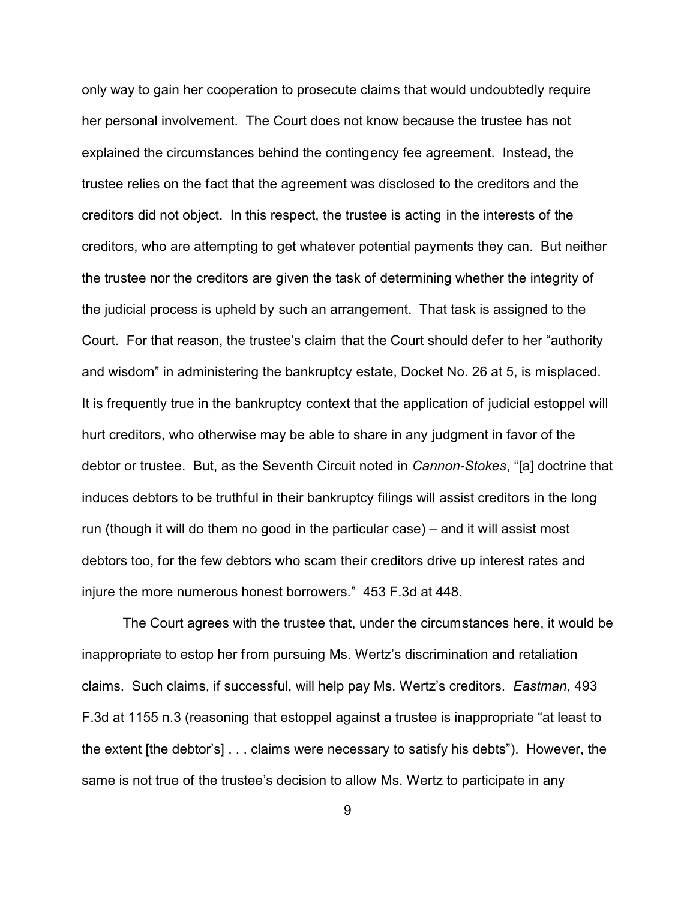only way to gain her cooperation to prosecute claims that would undoubtedly require her personal involvement. The Court does not know because the trustee has not explained the circumstances behind the contingency fee agreement. Instead, the trustee relies on the fact that the agreement was disclosed to the creditors and the creditors did not object. In this respect, the trustee is acting in the interests of the creditors, who are attempting to get whatever potential payments they can. But neither the trustee nor the creditors are given the task of determining whether the integrity of the judicial process is upheld by such an arrangement. That task is assigned to the Court. For that reason, the trustee's claim that the Court should defer to her "authority and wisdom" in administering the bankruptcy estate, Docket No. 26 at 5, is misplaced. It is frequently true in the bankruptcy context that the application of judicial estoppel will hurt creditors, who otherwise may be able to share in any judgment in favor of the debtor or trustee. But, as the Seventh Circuit noted in *Cannon-Stokes*, "[a] doctrine that induces debtors to be truthful in their bankruptcy filings will assist creditors in the long run (though it will do them no good in the particular case) – and it will assist most debtors too, for the few debtors who scam their creditors drive up interest rates and injure the more numerous honest borrowers." 453 F.3d at 448.

The Court agrees with the trustee that, under the circumstances here, it would be inappropriate to estop her from pursuing Ms. Wertz's discrimination and retaliation claims. Such claims, if successful, will help pay Ms. Wertz's creditors. *Eastman*, 493 F.3d at 1155 n.3 (reasoning that estoppel against a trustee is inappropriate "at least to the extent [the debtor's] . . . claims were necessary to satisfy his debts"). However, the same is not true of the trustee's decision to allow Ms. Wertz to participate in any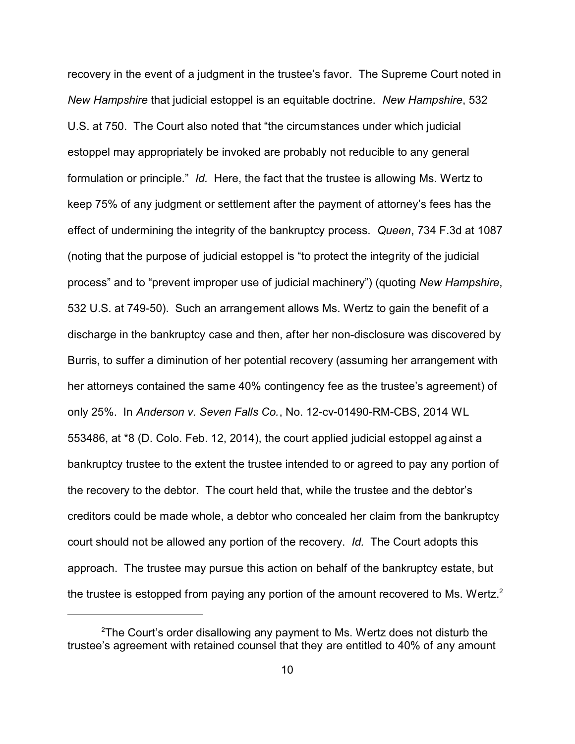recovery in the event of a judgment in the trustee's favor. The Supreme Court noted in *New Hampshire* that judicial estoppel is an equitable doctrine. *New Hampshire*, 532 U.S. at 750. The Court also noted that "the circumstances under which judicial estoppel may appropriately be invoked are probably not reducible to any general formulation or principle." *Id.* Here, the fact that the trustee is allowing Ms. Wertz to keep 75% of any judgment or settlement after the payment of attorney's fees has the effect of undermining the integrity of the bankruptcy process. *Queen*, 734 F.3d at 1087 (noting that the purpose of judicial estoppel is "to protect the integrity of the judicial process" and to "prevent improper use of judicial machinery") (quoting *New Hampshire*, 532 U.S. at 749-50). Such an arrangement allows Ms. Wertz to gain the benefit of a discharge in the bankruptcy case and then, after her non-disclosure was discovered by Burris, to suffer a diminution of her potential recovery (assuming her arrangement with her attorneys contained the same 40% contingency fee as the trustee's agreement) of only 25%. In *Anderson v. Seven Falls Co.*, No. 12-cv-01490-RM-CBS, 2014 WL 553486, at *8 (D. Colo. Feb. 12, 2014), the court applied judicial estoppel against a bankruptcy trustee to the extent the trustee intended to or agreed to pay any portion of the recovery to the debtor. The court held that, while the trustee and the debtor's creditors could be made whole, a debtor who concealed her claim from the bankruptcy court should not be allowed any portion of the recovery. *Id.* The Court adopts this approach. The trustee may pursue this action on behalf of the bankruptcy estate, but the trustee is estopped from paying any portion of the amount recovered to Ms. Wertz.[2]

---

[2]The Court's order disallowing any payment to Ms. Wertz does not disturb the trustee's agreement with retained counsel that they are entitled to 40% of any amount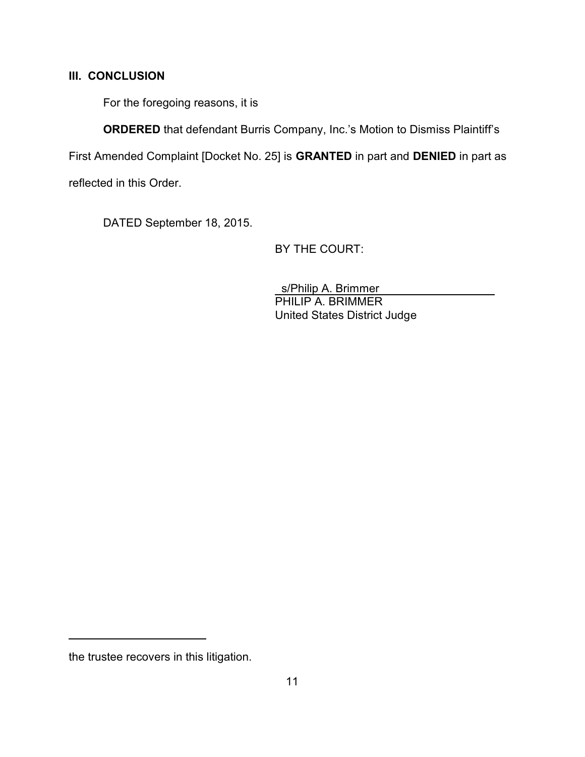### III. CONCLUSION

For the foregoing reasons, it is

**ORDERED** that defendant Burris Company, Inc.'s Motion to Dismiss Plaintiff's First Amended Complaint [Docket No. 25] is **GRANTED** in part and **DENIED** in part as reflected in this Order.

DATED September 18, 2015.

BY THE COURT:

s/Philip A. Brimmer
PHILIP A. BRIMMER
United States District Judge

---

the trustee recovers in this litigation.